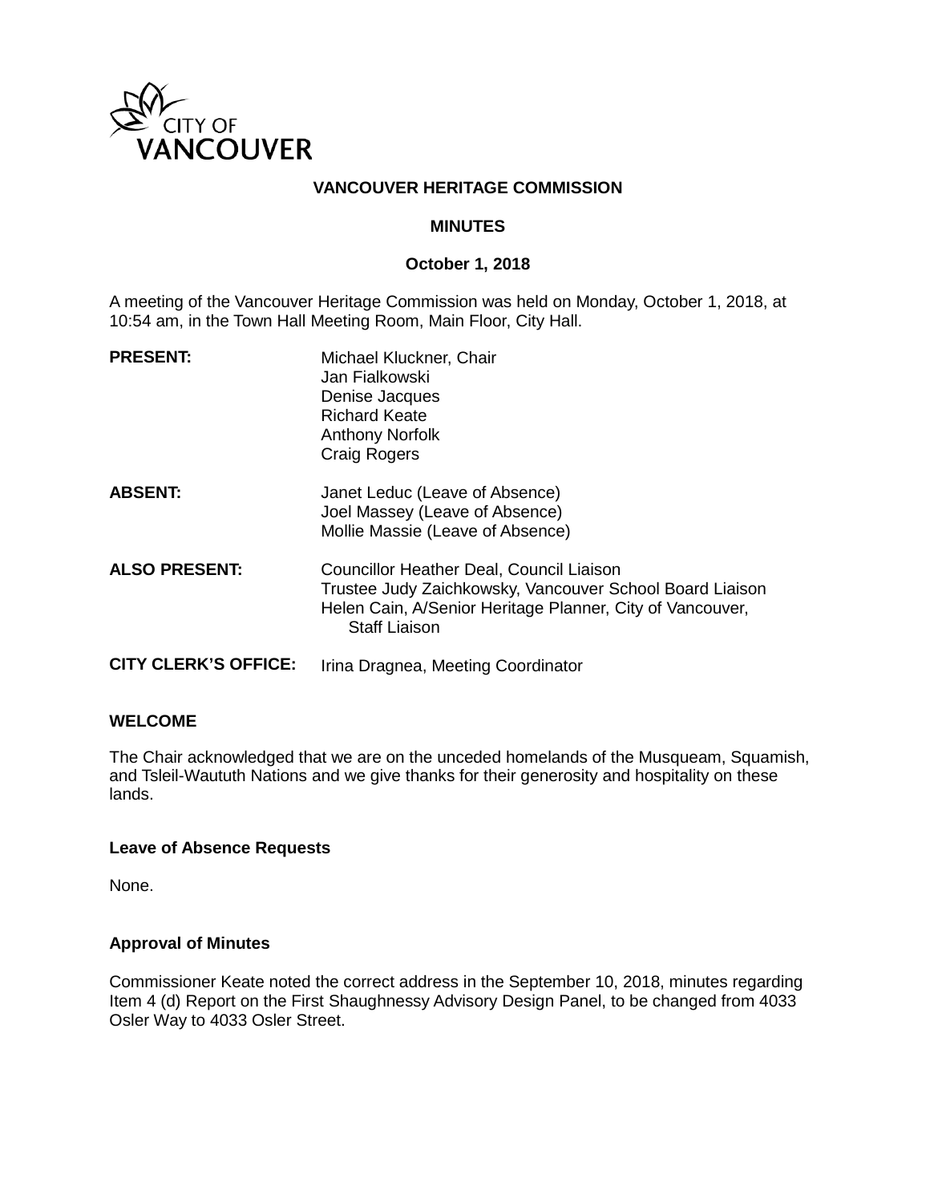CITY OF VANCOUVER

# VANCOUVER HERITAGE COMMISSION

## MINUTES

### October 1, 2018

A meeting of the Vancouver Heritage Commission was held on Monday, October 1, 2018, at 10:54 am, in the Town Hall Meeting Room, Main Floor, City Hall.

| | |
|---|---|
| **PRESENT:** | Michael Kluckner, Chair<br>Jan Fialkowski<br>Denise Jacques<br>Richard Keate<br>Anthony Norfolk<br>Craig Rogers |
| **ABSENT:** | Janet Leduc (Leave of Absence)<br>Joel Massey (Leave of Absence)<br>Mollie Massie (Leave of Absence) |
| **ALSO PRESENT:** | Councillor Heather Deal, Council Liaison<br>Trustee Judy Zaichkowsky, Vancouver School Board Liaison<br>Helen Cain, A/Senior Heritage Planner, City of Vancouver, Staff Liaison |
| **CITY CLERK'S OFFICE:** | Irina Dragnea, Meeting Coordinator |

**WELCOME**

The Chair acknowledged that we are on the unceded homelands of the Musqueam, Squamish, and Tsleil-Waututh Nations and we give thanks for their generosity and hospitality on these lands.

**Leave of Absence Requests**

None.

**Approval of Minutes**

Commissioner Keate noted the correct address in the September 10, 2018, minutes regarding Item 4 (d) Report on the First Shaughnessy Advisory Design Panel, to be changed from 4033 Osler Way to 4033 Osler Street.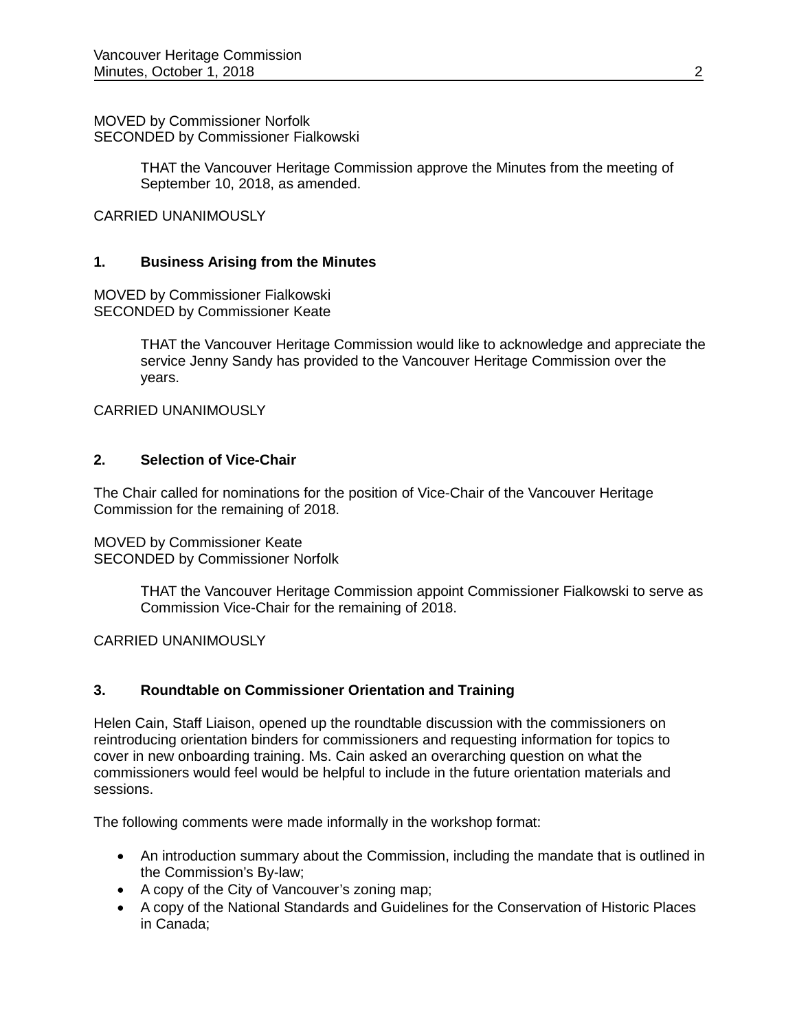MOVED by Commissioner Norfolk
SECONDED by Commissioner Fialkowski

> THAT the Vancouver Heritage Commission approve the Minutes from the meeting of September 10, 2018, as amended.

CARRIED UNANIMOUSLY

### 1. Business Arising from the Minutes

MOVED by Commissioner Fialkowski
SECONDED by Commissioner Keate

> THAT the Vancouver Heritage Commission would like to acknowledge and appreciate the service Jenny Sandy has provided to the Vancouver Heritage Commission over the years.

CARRIED UNANIMOUSLY

### 2. Selection of Vice-Chair

The Chair called for nominations for the position of Vice-Chair of the Vancouver Heritage Commission for the remaining of 2018.

MOVED by Commissioner Keate
SECONDED by Commissioner Norfolk

> THAT the Vancouver Heritage Commission appoint Commissioner Fialkowski to serve as Commission Vice-Chair for the remaining of 2018.

CARRIED UNANIMOUSLY

### 3. Roundtable on Commissioner Orientation and Training

Helen Cain, Staff Liaison, opened up the roundtable discussion with the commissioners on reintroducing orientation binders for commissioners and requesting information for topics to cover in new onboarding training. Ms. Cain asked an overarching question on what the commissioners would feel would be helpful to include in the future orientation materials and sessions.

The following comments were made informally in the workshop format:

- An introduction summary about the Commission, including the mandate that is outlined in the Commission's By-law;
- A copy of the City of Vancouver's zoning map;
- A copy of the National Standards and Guidelines for the Conservation of Historic Places in Canada;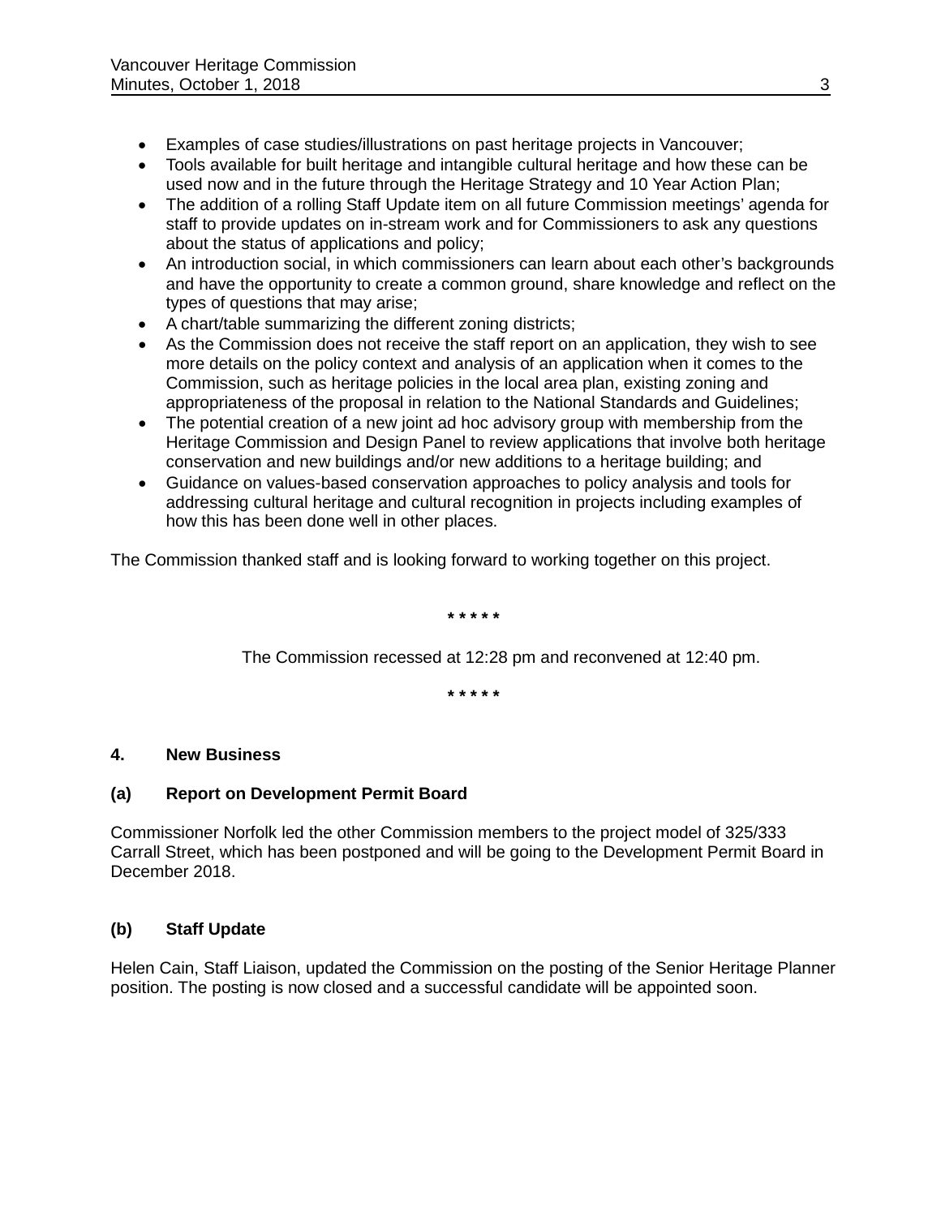- Examples of case studies/illustrations on past heritage projects in Vancouver;
- Tools available for built heritage and intangible cultural heritage and how these can be used now and in the future through the Heritage Strategy and 10 Year Action Plan;
- The addition of a rolling Staff Update item on all future Commission meetings' agenda for staff to provide updates on in-stream work and for Commissioners to ask any questions about the status of applications and policy;
- An introduction social, in which commissioners can learn about each other's backgrounds and have the opportunity to create a common ground, share knowledge and reflect on the types of questions that may arise;
- A chart/table summarizing the different zoning districts;
- As the Commission does not receive the staff report on an application, they wish to see more details on the policy context and analysis of an application when it comes to the Commission, such as heritage policies in the local area plan, existing zoning and appropriateness of the proposal in relation to the National Standards and Guidelines;
- The potential creation of a new joint ad hoc advisory group with membership from the Heritage Commission and Design Panel to review applications that involve both heritage conservation and new buildings and/or new additions to a heritage building; and
- Guidance on values-based conservation approaches to policy analysis and tools for addressing cultural heritage and cultural recognition in projects including examples of how this has been done well in other places.

The Commission thanked staff and is looking forward to working together on this project.

\* \* \* \* \*

The Commission recessed at 12:28 pm and reconvened at 12:40 pm.

\* \* \* \* \*

**4. New Business**

**(a) Report on Development Permit Board**

Commissioner Norfolk led the other Commission members to the project model of 325/333 Carrall Street, which has been postponed and will be going to the Development Permit Board in December 2018.

**(b) Staff Update**

Helen Cain, Staff Liaison, updated the Commission on the posting of the Senior Heritage Planner position. The posting is now closed and a successful candidate will be appointed soon.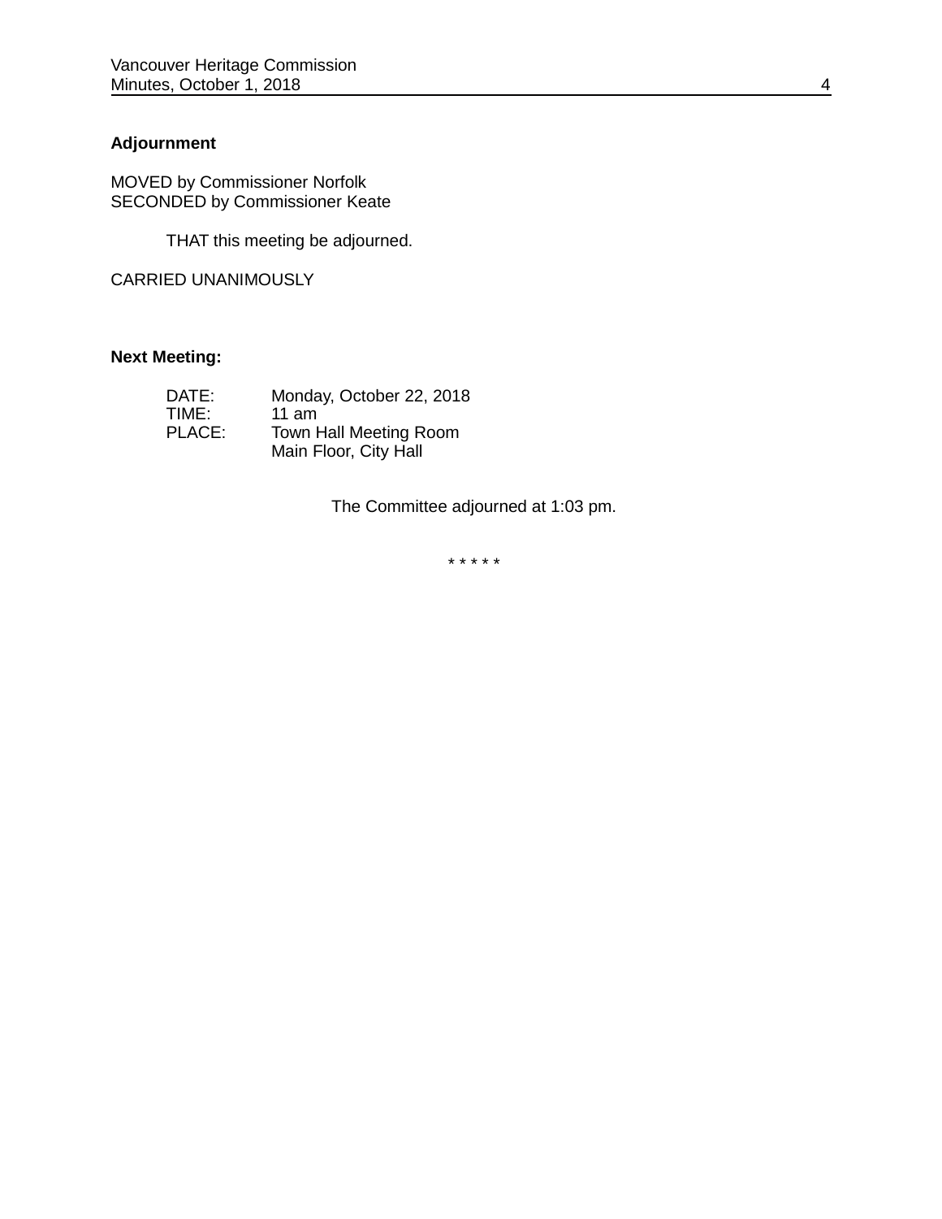**Adjournment**

MOVED by Commissioner Norfolk
SECONDED by Commissioner Keate

THAT this meeting be adjourned.

CARRIED UNANIMOUSLY

**Next Meeting:**

| | |
|---|---|
| DATE: | Monday, October 22, 2018 |
| TIME: | 11 am |
| PLACE: | Town Hall Meeting Room<br>Main Floor, City Hall |

The Committee adjourned at 1:03 pm.

* * * * *